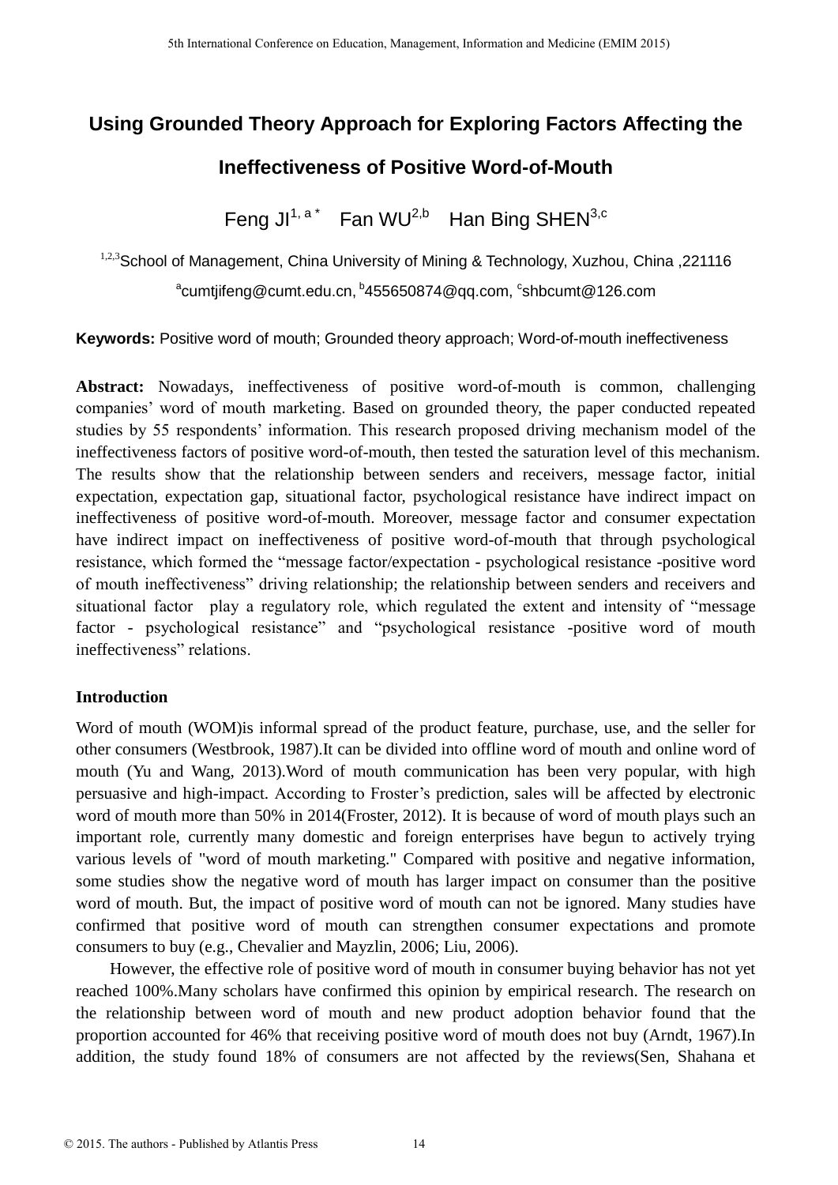# Using Grounded Theory Approach for Exploring Factors Affecting the Ineffectiveness of Positive Word-of-Mouth

Feng JI[1, a *] Fan WU[2,b] Han Bing SHEN[3,c]

[1,2,3]School of Management, China University of Mining & Technology, Xuzhou, China ,221116

[a]cumtjifeng@cumt.edu.cn, [b]455650874@qq.com, [c]shbcumt@126.com

**Keywords:** Positive word of mouth; Grounded theory approach; Word-of-mouth ineffectiveness

**Abstract:** Nowadays, ineffectiveness of positive word-of-mouth is common, challenging companies' word of mouth marketing. Based on grounded theory, the paper conducted repeated studies by 55 respondents' information. This research proposed driving mechanism model of the ineffectiveness factors of positive word-of-mouth, then tested the saturation level of this mechanism. The results show that the relationship between senders and receivers, message factor, initial expectation, expectation gap, situational factor, psychological resistance have indirect impact on ineffectiveness of positive word-of-mouth. Moreover, message factor and consumer expectation have indirect impact on ineffectiveness of positive word-of-mouth that through psychological resistance, which formed the "message factor/expectation - psychological resistance -positive word of mouth ineffectiveness" driving relationship; the relationship between senders and receivers and situational factor play a regulatory role, which regulated the extent and intensity of "message factor - psychological resistance" and "psychological resistance -positive word of mouth ineffectiveness" relations.

## Introduction

Word of mouth (WOM)is informal spread of the product feature, purchase, use, and the seller for other consumers (Westbrook, 1987).It can be divided into offline word of mouth and online word of mouth (Yu and Wang, 2013).Word of mouth communication has been very popular, with high persuasive and high-impact. According to Froster's prediction, sales will be affected by electronic word of mouth more than 50% in 2014(Froster, 2012). It is because of word of mouth plays such an important role, currently many domestic and foreign enterprises have begun to actively trying various levels of "word of mouth marketing." Compared with positive and negative information, some studies show the negative word of mouth has larger impact on consumer than the positive word of mouth. But, the impact of positive word of mouth can not be ignored. Many studies have confirmed that positive word of mouth can strengthen consumer expectations and promote consumers to buy (e.g., Chevalier and Mayzlin, 2006; Liu, 2006).

However, the effective role of positive word of mouth in consumer buying behavior has not yet reached 100%.Many scholars have confirmed this opinion by empirical research. The research on the relationship between word of mouth and new product adoption behavior found that the proportion accounted for 46% that receiving positive word of mouth does not buy (Arndt, 1967).In addition, the study found 18% of consumers are not affected by the reviews(Sen, Shahana et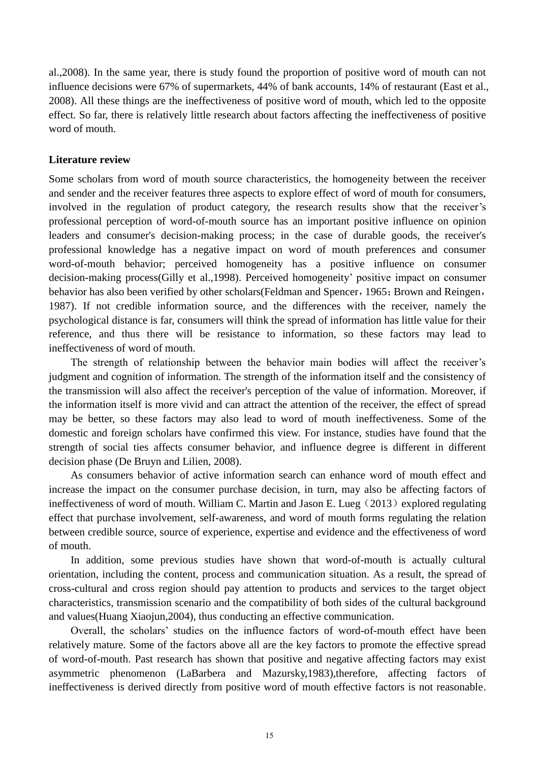al.,2008). In the same year, there is study found the proportion of positive word of mouth can not influence decisions were 67% of supermarkets, 44% of bank accounts, 14% of restaurant (East et al., 2008). All these things are the ineffectiveness of positive word of mouth, which led to the opposite effect. So far, there is relatively little research about factors affecting the ineffectiveness of positive word of mouth.

**Literature review**

Some scholars from word of mouth source characteristics, the homogeneity between the receiver and sender and the receiver features three aspects to explore effect of word of mouth for consumers, involved in the regulation of product category, the research results show that the receiver's professional perception of word-of-mouth source has an important positive influence on opinion leaders and consumer's decision-making process; in the case of durable goods, the receiver's professional knowledge has a negative impact on word of mouth preferences and consumer word-of-mouth behavior; perceived homogeneity has a positive influence on consumer decision-making process(Gilly et al.,1998). Perceived homogeneity' positive impact on consumer behavior has also been verified by other scholars(Feldman and Spencer，1965；Brown and Reingen，1987). If not credible information source, and the differences with the receiver, namely the psychological distance is far, consumers will think the spread of information has little value for their reference, and thus there will be resistance to information, so these factors may lead to ineffectiveness of word of mouth.

The strength of relationship between the behavior main bodies will affect the receiver's judgment and cognition of information. The strength of the information itself and the consistency of the transmission will also affect the receiver's perception of the value of information. Moreover, if the information itself is more vivid and can attract the attention of the receiver, the effect of spread may be better, so these factors may also lead to word of mouth ineffectiveness. Some of the domestic and foreign scholars have confirmed this view. For instance, studies have found that the strength of social ties affects consumer behavior, and influence degree is different in different decision phase (De Bruyn and Lilien, 2008).

As consumers behavior of active information search can enhance word of mouth effect and increase the impact on the consumer purchase decision, in turn, may also be affecting factors of ineffectiveness of word of mouth. William C. Martin and Jason E. Lueg（2013）explored regulating effect that purchase involvement, self-awareness, and word of mouth forms regulating the relation between credible source, source of experience, expertise and evidence and the effectiveness of word of mouth.

In addition, some previous studies have shown that word-of-mouth is actually cultural orientation, including the content, process and communication situation. As a result, the spread of cross-cultural and cross region should pay attention to products and services to the target object characteristics, transmission scenario and the compatibility of both sides of the cultural background and values(Huang Xiaojun,2004), thus conducting an effective communication.

Overall, the scholars' studies on the influence factors of word-of-mouth effect have been relatively mature. Some of the factors above all are the key factors to promote the effective spread of word-of-mouth. Past research has shown that positive and negative affecting factors may exist asymmetric phenomenon (LaBarbera and Mazursky,1983),therefore, affecting factors of ineffectiveness is derived directly from positive word of mouth effective factors is not reasonable.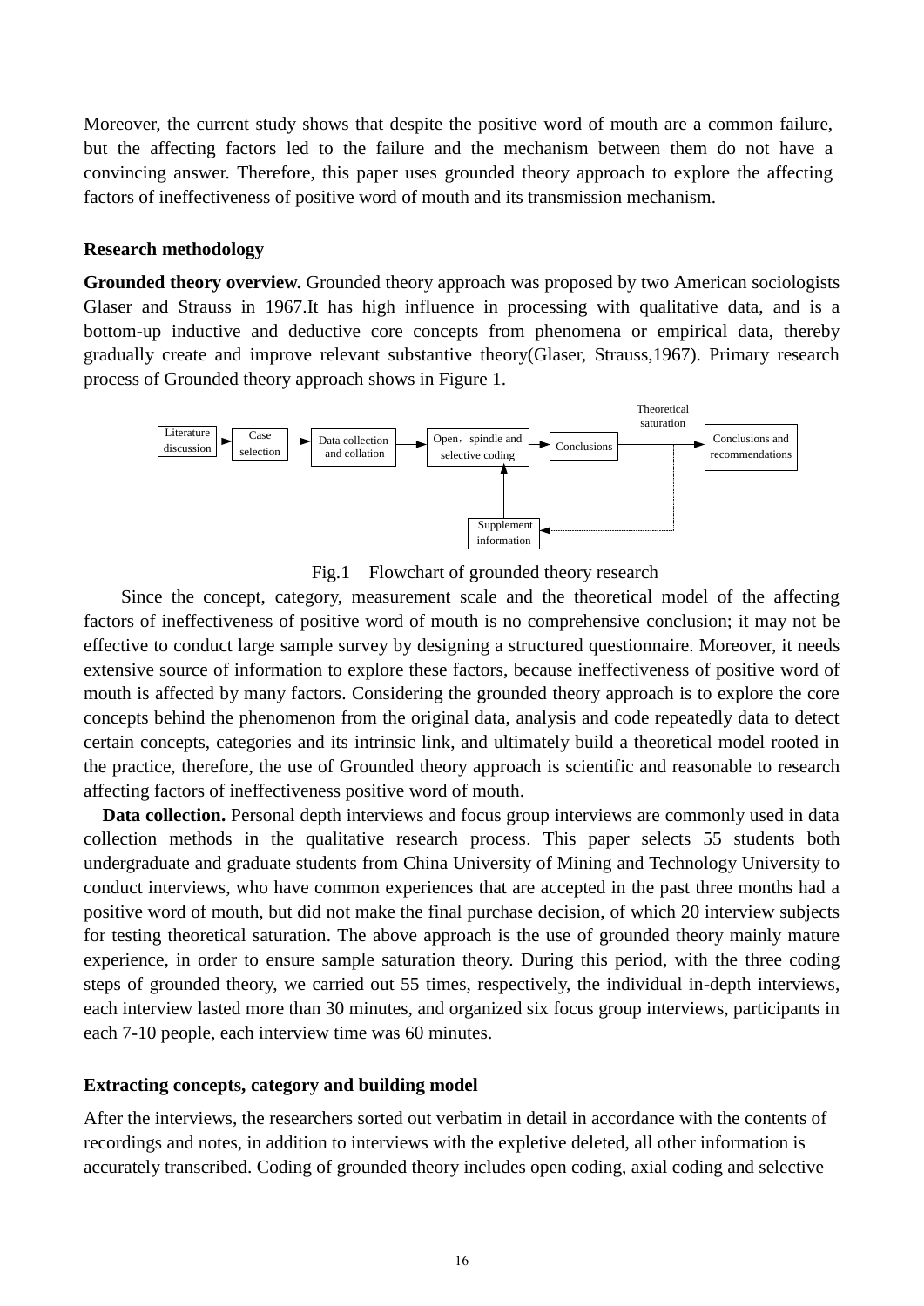Moreover, the current study shows that despite the positive word of mouth are a common failure, but the affecting factors led to the failure and the mechanism between them do not have a convincing answer. Therefore, this paper uses grounded theory approach to explore the affecting factors of ineffectiveness of positive word of mouth and its transmission mechanism.

## Research methodology

**Grounded theory overview.** Grounded theory approach was proposed by two American sociologists Glaser and Strauss in 1967.It has high influence in processing with qualitative data, and is a bottom-up inductive and deductive core concepts from phenomena or empirical data, thereby gradually create and improve relevant substantive theory(Glaser, Strauss,1967). Primary research process of Grounded theory approach shows in Figure 1.

Literature discussion → Case selection → Data collection and collation → Open，spindle and selective coding → Conclusions → Theoretical saturation → Conclusions and recommendations

Supplement information

Fig.1 Flowchart of grounded theory research

Since the concept, category, measurement scale and the theoretical model of the affecting factors of ineffectiveness of positive word of mouth is no comprehensive conclusion; it may not be effective to conduct large sample survey by designing a structured questionnaire. Moreover, it needs extensive source of information to explore these factors, because ineffectiveness of positive word of mouth is affected by many factors. Considering the grounded theory approach is to explore the core concepts behind the phenomenon from the original data, analysis and code repeatedly data to detect certain concepts, categories and its intrinsic link, and ultimately build a theoretical model rooted in the practice, therefore, the use of Grounded theory approach is scientific and reasonable to research affecting factors of ineffectiveness positive word of mouth.

**Data collection.** Personal depth interviews and focus group interviews are commonly used in data collection methods in the qualitative research process. This paper selects 55 students both undergraduate and graduate students from China University of Mining and Technology University to conduct interviews, who have common experiences that are accepted in the past three months had a positive word of mouth, but did not make the final purchase decision, of which 20 interview subjects for testing theoretical saturation. The above approach is the use of grounded theory mainly mature experience, in order to ensure sample saturation theory. During this period, with the three coding steps of grounded theory, we carried out 55 times, respectively, the individual in-depth interviews, each interview lasted more than 30 minutes, and organized six focus group interviews, participants in each 7-10 people, each interview time was 60 minutes.

## Extracting concepts, category and building model

After the interviews, the researchers sorted out verbatim in detail in accordance with the contents of recordings and notes, in addition to interviews with the expletive deleted, all other information is accurately transcribed. Coding of grounded theory includes open coding, axial coding and selective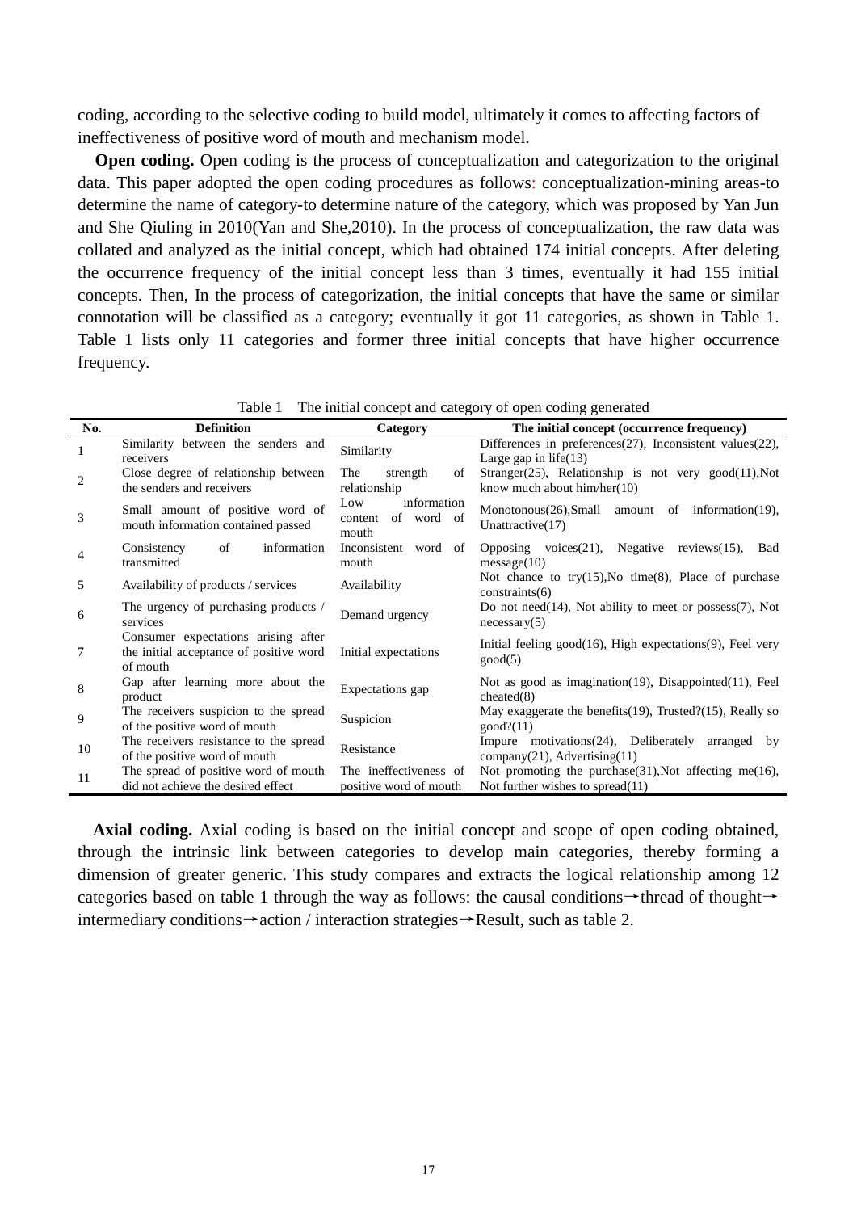coding, according to the selective coding to build model, ultimately it comes to affecting factors of ineffectiveness of positive word of mouth and mechanism model.

**Open coding.** Open coding is the process of conceptualization and categorization to the original data. This paper adopted the open coding procedures as follows: conceptualization-mining areas-to determine the name of category-to determine nature of the category, which was proposed by Yan Jun and She Qiuling in 2010(Yan and She,2010). In the process of conceptualization, the raw data was collated and analyzed as the initial concept, which had obtained 174 initial concepts. After deleting the occurrence frequency of the initial concept less than 3 times, eventually it had 155 initial concepts. Then, In the process of categorization, the initial concepts that have the same or similar connotation will be classified as a category; eventually it got 11 categories, as shown in Table 1. Table 1 lists only 11 categories and former three initial concepts that have higher occurrence frequency.

Table 1 The initial concept and category of open coding generated

| No. | Definition | Category | The initial concept (occurrence frequency) |
|---|---|---|---|
| 1 | Similarity between the senders and receivers | Similarity | Differences in preferences(27), Inconsistent values(22), Large gap in life(13) |
| 2 | Close degree of relationship between the senders and receivers | The strength of relationship | Stranger(25), Relationship is not very good(11),Not know much about him/her(10) |
| 3 | Small amount of positive word of mouth information contained passed | Low information content of word of mouth | Monotonous(26),Small amount of information(19), Unattractive(17) |
| 4 | Consistency of information transmitted | Inconsistent word of mouth | Opposing voices(21), Negative reviews(15), Bad message(10) |
| 5 | Availability of products / services | Availability | Not chance to try(15),No time(8), Place of purchase constraints(6) |
| 6 | The urgency of purchasing products / services | Demand urgency | Do not need(14), Not ability to meet or possess(7), Not necessary(5) |
| 7 | Consumer expectations arising after the initial acceptance of positive word of mouth | Initial expectations | Initial feeling good(16), High expectations(9), Feel very good(5) |
| 8 | Gap after learning more about the product | Expectations gap | Not as good as imagination(19), Disappointed(11), Feel cheated(8) |
| 9 | The receivers suspicion to the spread of the positive word of mouth | Suspicion | May exaggerate the benefits(19), Trusted?(15), Really so good?(11) |
| 10 | The receivers resistance to the spread of the positive word of mouth | Resistance | Impure motivations(24), Deliberately arranged by company(21), Advertising(11) |
| 11 | The spread of positive word of mouth did not achieve the desired effect | The ineffectiveness of positive word of mouth | Not promoting the purchase(31),Not affecting me(16), Not further wishes to spread(11) |

**Axial coding.** Axial coding is based on the initial concept and scope of open coding obtained, through the intrinsic link between categories to develop main categories, thereby forming a dimension of greater generic. This study compares and extracts the logical relationship among 12 categories based on table 1 through the way as follows: the causal conditions→thread of thought→intermediary conditions→action / interaction strategies→Result, such as table 2.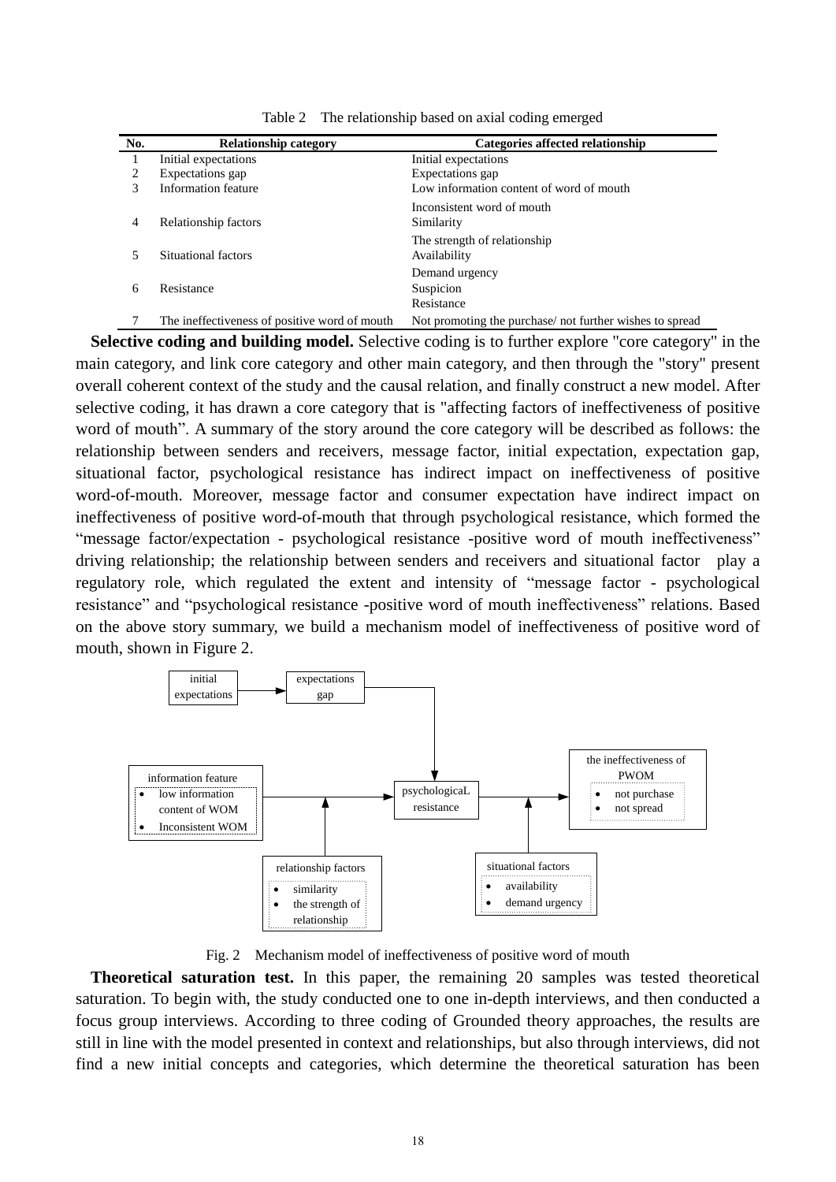Table 2 The relationship based on axial coding emerged

| No. | Relationship category | Categories affected relationship |
|---|---|---|
| 1 | Initial expectations | Initial expectations |
| 2 | Expectations gap | Expectations gap |
| 3 | Information feature | Low information content of word of mouth<br>Inconsistent word of mouth |
| 4 | Relationship factors | Similarity<br>The strength of relationship |
| 5 | Situational factors | Availability<br>Demand urgency |
| 6 | Resistance | Suspicion<br>Resistance |
| 7 | The ineffectiveness of positive word of mouth | Not promoting the purchase/ not further wishes to spread |

**Selective coding and building model.** Selective coding is to further explore "core category" in the main category, and link core category and other main category, and then through the "story" present overall coherent context of the study and the causal relation, and finally construct a new model. After selective coding, it has drawn a core category that is "affecting factors of ineffectiveness of positive word of mouth". A summary of the story around the core category will be described as follows: the relationship between senders and receivers, message factor, initial expectation, expectation gap, situational factor, psychological resistance has indirect impact on ineffectiveness of positive word-of-mouth. Moreover, message factor and consumer expectation have indirect impact on ineffectiveness of positive word-of-mouth that through psychological resistance, which formed the "message factor/expectation - psychological resistance -positive word of mouth ineffectiveness" driving relationship; the relationship between senders and receivers and situational factor play a regulatory role, which regulated the extent and intensity of "message factor - psychological resistance" and "psychological resistance -positive word of mouth ineffectiveness" relations. Based on the above story summary, we build a mechanism model of ineffectiveness of positive word of mouth, shown in Figure 2.

Fig. 2 Mechanism model of ineffectiveness of positive word of mouth

**Theoretical saturation test.** In this paper, the remaining 20 samples was tested theoretical saturation. To begin with, the study conducted one to one in-depth interviews, and then conducted a focus group interviews. According to three coding of Grounded theory approaches, the results are still in line with the model presented in context and relationships, but also through interviews, did not find a new initial concepts and categories, which determine the theoretical saturation has been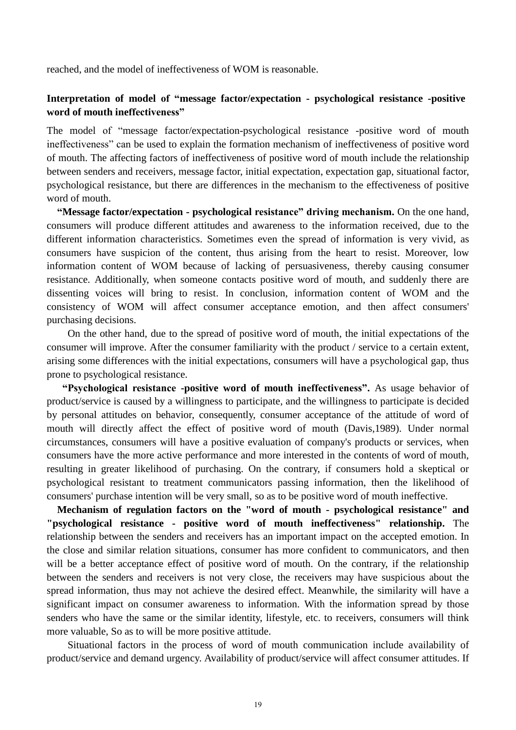reached, and the model of ineffectiveness of WOM is reasonable.

### Interpretation of model of "message factor/expectation - psychological resistance -positive word of mouth ineffectiveness"

The model of "message factor/expectation-psychological resistance -positive word of mouth ineffectiveness" can be used to explain the formation mechanism of ineffectiveness of positive word of mouth. The affecting factors of ineffectiveness of positive word of mouth include the relationship between senders and receivers, message factor, initial expectation, expectation gap, situational factor, psychological resistance, but there are differences in the mechanism to the effectiveness of positive word of mouth.

**"Message factor/expectation - psychological resistance" driving mechanism.** On the one hand, consumers will produce different attitudes and awareness to the information received, due to the different information characteristics. Sometimes even the spread of information is very vivid, as consumers have suspicion of the content, thus arising from the heart to resist. Moreover, low information content of WOM because of lacking of persuasiveness, thereby causing consumer resistance. Additionally, when someone contacts positive word of mouth, and suddenly there are dissenting voices will bring to resist. In conclusion, information content of WOM and the consistency of WOM will affect consumer acceptance emotion, and then affect consumers' purchasing decisions.

On the other hand, due to the spread of positive word of mouth, the initial expectations of the consumer will improve. After the consumer familiarity with the product / service to a certain extent, arising some differences with the initial expectations, consumers will have a psychological gap, thus prone to psychological resistance.

**"Psychological resistance -positive word of mouth ineffectiveness".** As usage behavior of product/service is caused by a willingness to participate, and the willingness to participate is decided by personal attitudes on behavior, consequently, consumer acceptance of the attitude of word of mouth will directly affect the effect of positive word of mouth (Davis,1989). Under normal circumstances, consumers will have a positive evaluation of company's products or services, when consumers have the more active performance and more interested in the contents of word of mouth, resulting in greater likelihood of purchasing. On the contrary, if consumers hold a skeptical or psychological resistant to treatment communicators passing information, then the likelihood of consumers' purchase intention will be very small, so as to be positive word of mouth ineffective.

**Mechanism of regulation factors on the "word of mouth - psychological resistance" and "psychological resistance - positive word of mouth ineffectiveness" relationship.** The relationship between the senders and receivers has an important impact on the accepted emotion. In the close and similar relation situations, consumer has more confident to communicators, and then will be a better acceptance effect of positive word of mouth. On the contrary, if the relationship between the senders and receivers is not very close, the receivers may have suspicious about the spread information, thus may not achieve the desired effect. Meanwhile, the similarity will have a significant impact on consumer awareness to information. With the information spread by those senders who have the same or the similar identity, lifestyle, etc. to receivers, consumers will think more valuable, So as to will be more positive attitude.

Situational factors in the process of word of mouth communication include availability of product/service and demand urgency. Availability of product/service will affect consumer attitudes. If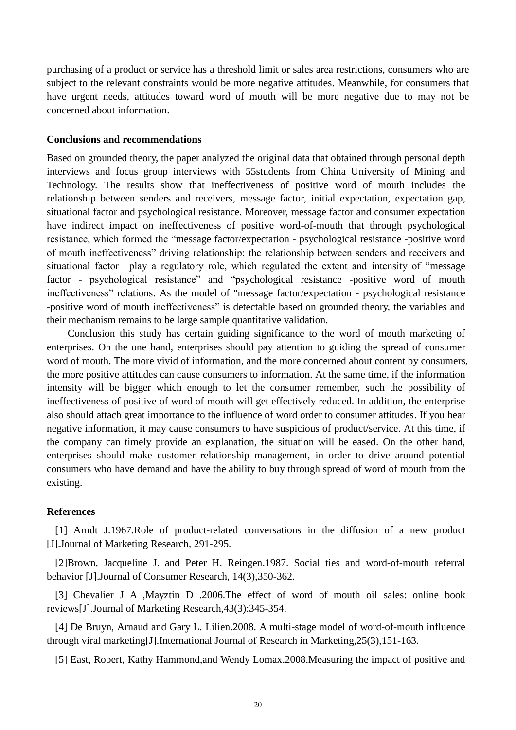purchasing of a product or service has a threshold limit or sales area restrictions, consumers who are subject to the relevant constraints would be more negative attitudes. Meanwhile, for consumers that have urgent needs, attitudes toward word of mouth will be more negative due to may not be concerned about information.

**Conclusions and recommendations**

Based on grounded theory, the paper analyzed the original data that obtained through personal depth interviews and focus group interviews with 55students from China University of Mining and Technology. The results show that ineffectiveness of positive word of mouth includes the relationship between senders and receivers, message factor, initial expectation, expectation gap, situational factor and psychological resistance. Moreover, message factor and consumer expectation have indirect impact on ineffectiveness of positive word-of-mouth that through psychological resistance, which formed the "message factor/expectation - psychological resistance -positive word of mouth ineffectiveness" driving relationship; the relationship between senders and receivers and situational factor play a regulatory role, which regulated the extent and intensity of "message factor - psychological resistance" and "psychological resistance -positive word of mouth ineffectiveness" relations. As the model of "message factor/expectation - psychological resistance -positive word of mouth ineffectiveness" is detectable based on grounded theory, the variables and their mechanism remains to be large sample quantitative validation.

Conclusion this study has certain guiding significance to the word of mouth marketing of enterprises. On the one hand, enterprises should pay attention to guiding the spread of consumer word of mouth. The more vivid of information, and the more concerned about content by consumers, the more positive attitudes can cause consumers to information. At the same time, if the information intensity will be bigger which enough to let the consumer remember, such the possibility of ineffectiveness of positive of word of mouth will get effectively reduced. In addition, the enterprise also should attach great importance to the influence of word order to consumer attitudes. If you hear negative information, it may cause consumers to have suspicious of product/service. At this time, if the company can timely provide an explanation, the situation will be eased. On the other hand, enterprises should make customer relationship management, in order to drive around potential consumers who have demand and have the ability to buy through spread of word of mouth from the existing.

**References**

[1] Arndt J.1967.Role of product-related conversations in the diffusion of a new product [J].Journal of Marketing Research, 291-295.

[2]Brown, Jacqueline J. and Peter H. Reingen.1987. Social ties and word-of-mouth referral behavior [J].Journal of Consumer Research, 14(3),350-362.

[3] Chevalier J A ,Mayztin D .2006.The effect of word of mouth oil sales: online book reviews[J].Journal of Marketing Research,43(3):345-354.

[4] De Bruyn, Arnaud and Gary L. Lilien.2008. A multi-stage model of word-of-mouth influence through viral marketing[J].International Journal of Research in Marketing,25(3),151-163.

[5] East, Robert, Kathy Hammond,and Wendy Lomax.2008.Measuring the impact of positive and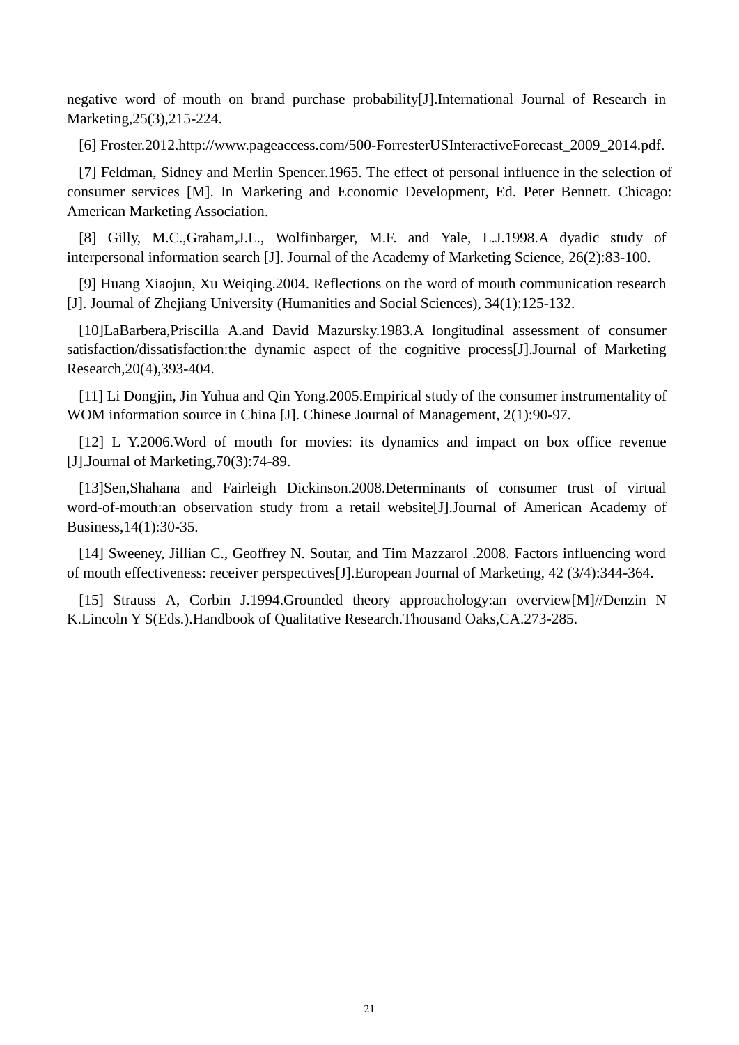negative word of mouth on brand purchase probability[J].International Journal of Research in Marketing,25(3),215-224.

[6] Froster.2012.http://www.pageaccess.com/500-ForresterUSInteractiveForecast_2009_2014.pdf.

[7] Feldman, Sidney and Merlin Spencer.1965. The effect of personal influence in the selection of consumer services [M]. In Marketing and Economic Development, Ed. Peter Bennett. Chicago: American Marketing Association.

[8] Gilly, M.C.,Graham,J.L., Wolfinbarger, M.F. and Yale, L.J.1998.A dyadic study of interpersonal information search [J]. Journal of the Academy of Marketing Science, 26(2):83-100.

[9] Huang Xiaojun, Xu Weiqing.2004. Reflections on the word of mouth communication research [J]. Journal of Zhejiang University (Humanities and Social Sciences), 34(1):125-132.

[10]LaBarbera,Priscilla A.and David Mazursky.1983.A longitudinal assessment of consumer satisfaction/dissatisfaction:the dynamic aspect of the cognitive process[J].Journal of Marketing Research,20(4),393-404.

[11] Li Dongjin, Jin Yuhua and Qin Yong.2005.Empirical study of the consumer instrumentality of WOM information source in China [J]. Chinese Journal of Management, 2(1):90-97.

[12] L Y.2006.Word of mouth for movies: its dynamics and impact on box office revenue [J].Journal of Marketing,70(3):74-89.

[13]Sen,Shahana and Fairleigh Dickinson.2008.Determinants of consumer trust of virtual word-of-mouth:an observation study from a retail website[J].Journal of American Academy of Business,14(1):30-35.

[14] Sweeney, Jillian C., Geoffrey N. Soutar, and Tim Mazzarol .2008. Factors influencing word of mouth effectiveness: receiver perspectives[J].European Journal of Marketing, 42 (3/4):344-364.

[15] Strauss A, Corbin J.1994.Grounded theory approachology:an overview[M]//Denzin N K.Lincoln Y S(Eds.).Handbook of Qualitative Research.Thousand Oaks,CA.273-285.